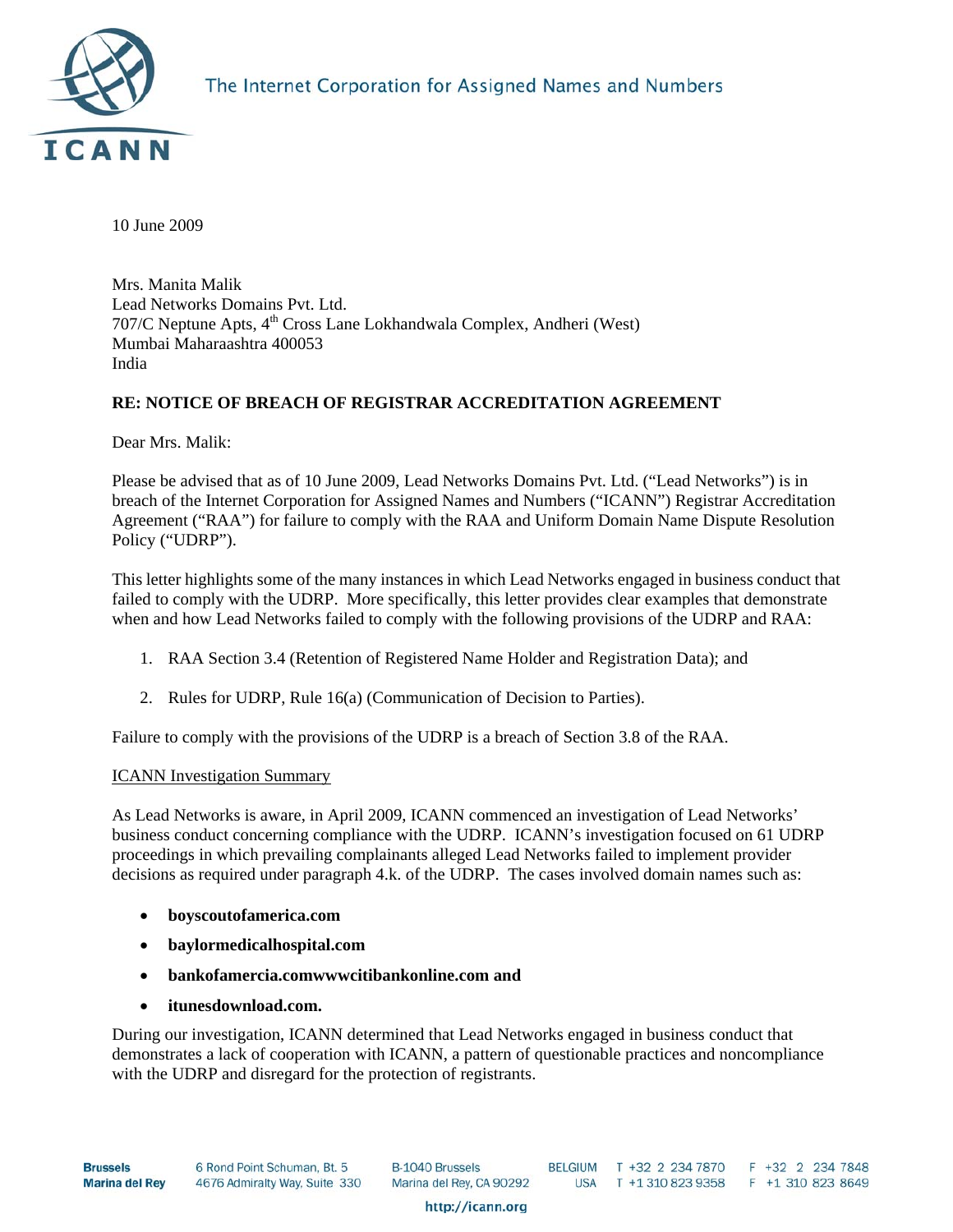The Internet Corporation for Assigned Names and Numbers

10 June 2009

Mrs. Manita Malik
Lead Networks Domains Pvt. Ltd.
707/C Neptune Apts, 4th Cross Lane Lokhandwala Complex, Andheri (West)
Mumbai Maharaashtra 400053
India

**RE: NOTICE OF BREACH OF REGISTRAR ACCREDITATION AGREEMENT**

Dear Mrs. Malik:

Please be advised that as of 10 June 2009, Lead Networks Domains Pvt. Ltd. ("Lead Networks") is in breach of the Internet Corporation for Assigned Names and Numbers ("ICANN") Registrar Accreditation Agreement ("RAA") for failure to comply with the RAA and Uniform Domain Name Dispute Resolution Policy ("UDRP").

This letter highlights some of the many instances in which Lead Networks engaged in business conduct that failed to comply with the UDRP. More specifically, this letter provides clear examples that demonstrate when and how Lead Networks failed to comply with the following provisions of the UDRP and RAA:

1. RAA Section 3.4 (Retention of Registered Name Holder and Registration Data); and
2. Rules for UDRP, Rule 16(a) (Communication of Decision to Parties).

Failure to comply with the provisions of the UDRP is a breach of Section 3.8 of the RAA.

ICANN Investigation Summary

As Lead Networks is aware, in April 2009, ICANN commenced an investigation of Lead Networks' business conduct concerning compliance with the UDRP. ICANN's investigation focused on 61 UDRP proceedings in which prevailing complainants alleged Lead Networks failed to implement provider decisions as required under paragraph 4.k. of the UDRP. The cases involved domain names such as:

- **boyscoutofamerica.com**
- **baylormedicalhospital.com**
- **bankofamercia.comwwwcitibankonline.com and**
- **itunesdownload.com.**

During our investigation, ICANN determined that Lead Networks engaged in business conduct that demonstrates a lack of cooperation with ICANN, a pattern of questionable practices and noncompliance with the UDRP and disregard for the protection of registrants.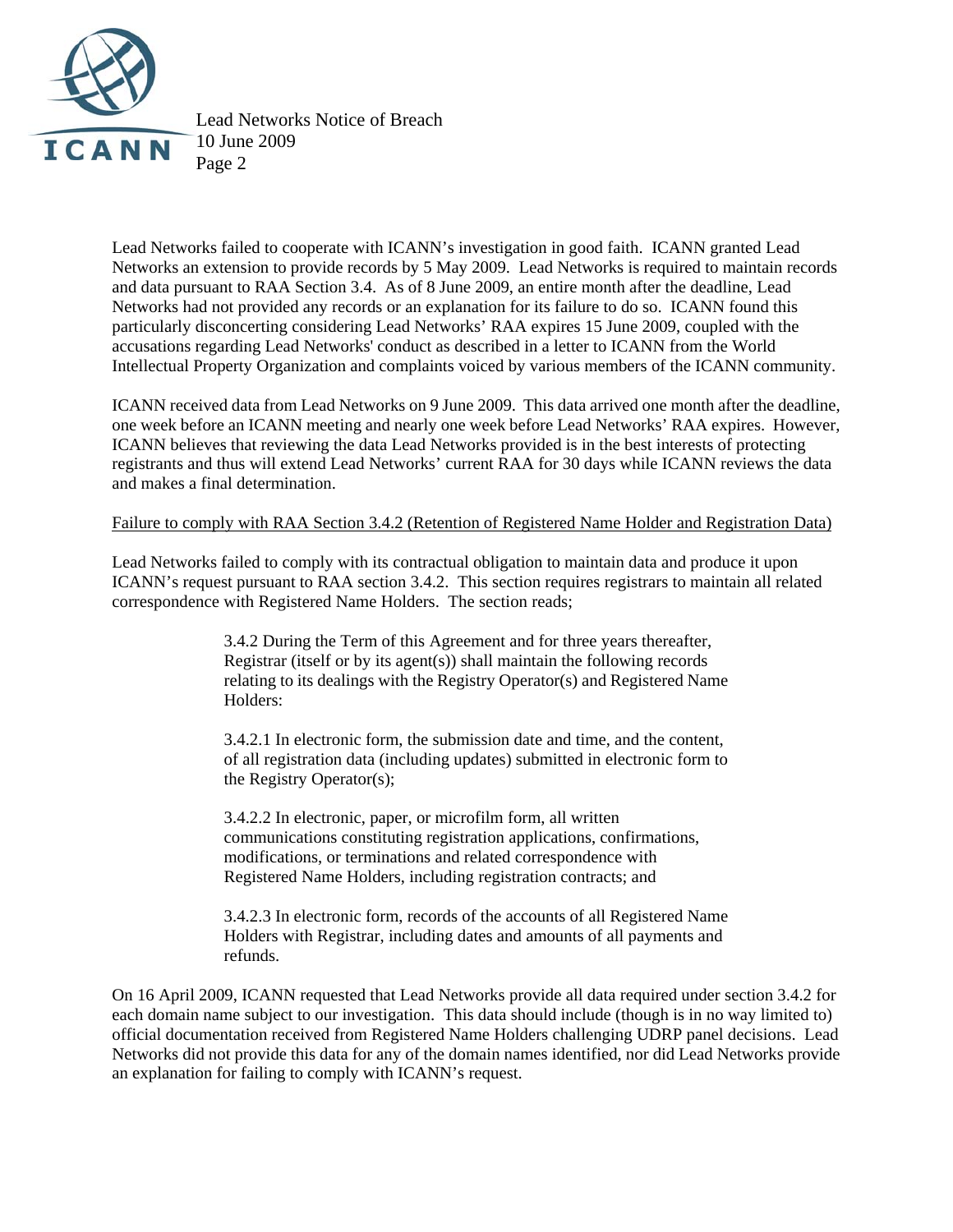Lead Networks failed to cooperate with ICANN's investigation in good faith. ICANN granted Lead Networks an extension to provide records by 5 May 2009. Lead Networks is required to maintain records and data pursuant to RAA Section 3.4. As of 8 June 2009, an entire month after the deadline, Lead Networks had not provided any records or an explanation for its failure to do so. ICANN found this particularly disconcerting considering Lead Networks' RAA expires 15 June 2009, coupled with the accusations regarding Lead Networks' conduct as described in a letter to ICANN from the World Intellectual Property Organization and complaints voiced by various members of the ICANN community.

ICANN received data from Lead Networks on 9 June 2009. This data arrived one month after the deadline, one week before an ICANN meeting and nearly one week before Lead Networks' RAA expires. However, ICANN believes that reviewing the data Lead Networks provided is in the best interests of protecting registrants and thus will extend Lead Networks' current RAA for 30 days while ICANN reviews the data and makes a final determination.

<u>Failure to comply with RAA Section 3.4.2 (Retention of Registered Name Holder and Registration Data)</u>

Lead Networks failed to comply with its contractual obligation to maintain data and produce it upon ICANN's request pursuant to RAA section 3.4.2. This section requires registrars to maintain all related correspondence with Registered Name Holders. The section reads;

> 3.4.2 During the Term of this Agreement and for three years thereafter, Registrar (itself or by its agent(s)) shall maintain the following records relating to its dealings with the Registry Operator(s) and Registered Name Holders:
>
> 3.4.2.1 In electronic form, the submission date and time, and the content, of all registration data (including updates) submitted in electronic form to the Registry Operator(s);
>
> 3.4.2.2 In electronic, paper, or microfilm form, all written communications constituting registration applications, confirmations, modifications, or terminations and related correspondence with Registered Name Holders, including registration contracts; and
>
> 3.4.2.3 In electronic form, records of the accounts of all Registered Name Holders with Registrar, including dates and amounts of all payments and refunds.

On 16 April 2009, ICANN requested that Lead Networks provide all data required under section 3.4.2 for each domain name subject to our investigation. This data should include (though is in no way limited to) official documentation received from Registered Name Holders challenging UDRP panel decisions. Lead Networks did not provide this data for any of the domain names identified, nor did Lead Networks provide an explanation for failing to comply with ICANN's request.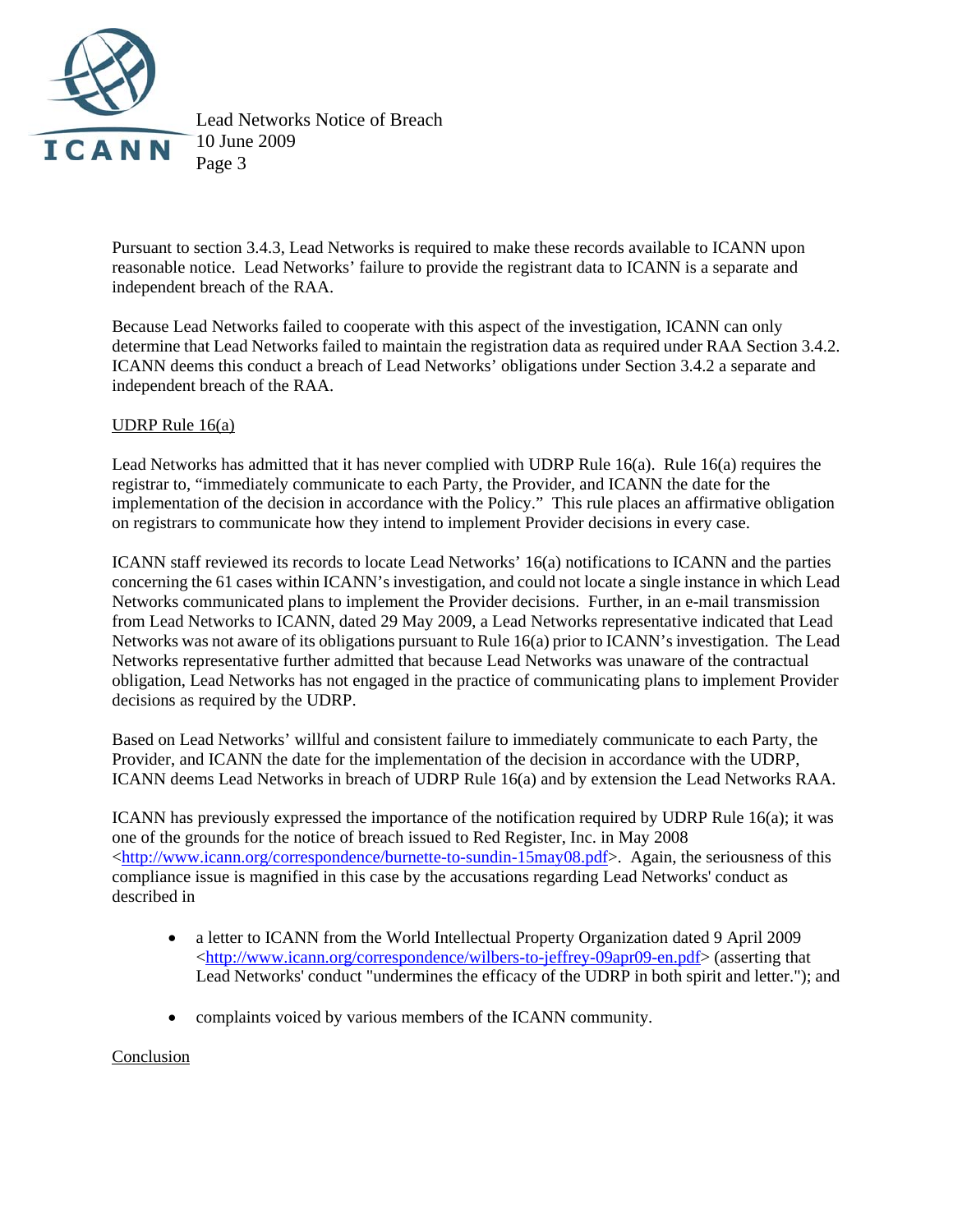Pursuant to section 3.4.3, Lead Networks is required to make these records available to ICANN upon reasonable notice. Lead Networks' failure to provide the registrant data to ICANN is a separate and independent breach of the RAA.

Because Lead Networks failed to cooperate with this aspect of the investigation, ICANN can only determine that Lead Networks failed to maintain the registration data as required under RAA Section 3.4.2. ICANN deems this conduct a breach of Lead Networks' obligations under Section 3.4.2 a separate and independent breach of the RAA.

UDRP Rule 16(a)

Lead Networks has admitted that it has never complied with UDRP Rule 16(a). Rule 16(a) requires the registrar to, "immediately communicate to each Party, the Provider, and ICANN the date for the implementation of the decision in accordance with the Policy." This rule places an affirmative obligation on registrars to communicate how they intend to implement Provider decisions in every case.

ICANN staff reviewed its records to locate Lead Networks' 16(a) notifications to ICANN and the parties concerning the 61 cases within ICANN's investigation, and could not locate a single instance in which Lead Networks communicated plans to implement the Provider decisions. Further, in an e-mail transmission from Lead Networks to ICANN, dated 29 May 2009, a Lead Networks representative indicated that Lead Networks was not aware of its obligations pursuant to Rule 16(a) prior to ICANN's investigation. The Lead Networks representative further admitted that because Lead Networks was unaware of the contractual obligation, Lead Networks has not engaged in the practice of communicating plans to implement Provider decisions as required by the UDRP.

Based on Lead Networks' willful and consistent failure to immediately communicate to each Party, the Provider, and ICANN the date for the implementation of the decision in accordance with the UDRP, ICANN deems Lead Networks in breach of UDRP Rule 16(a) and by extension the Lead Networks RAA.

ICANN has previously expressed the importance of the notification required by UDRP Rule 16(a); it was one of the grounds for the notice of breach issued to Red Register, Inc. in May 2008 <http://www.icann.org/correspondence/burnette-to-sundin-15may08.pdf>. Again, the seriousness of this compliance issue is magnified in this case by the accusations regarding Lead Networks' conduct as described in

- a letter to ICANN from the World Intellectual Property Organization dated 9 April 2009 <http://www.icann.org/correspondence/wilbers-to-jeffrey-09apr09-en.pdf> (asserting that Lead Networks' conduct "undermines the efficacy of the UDRP in both spirit and letter."); and

- complaints voiced by various members of the ICANN community.

Conclusion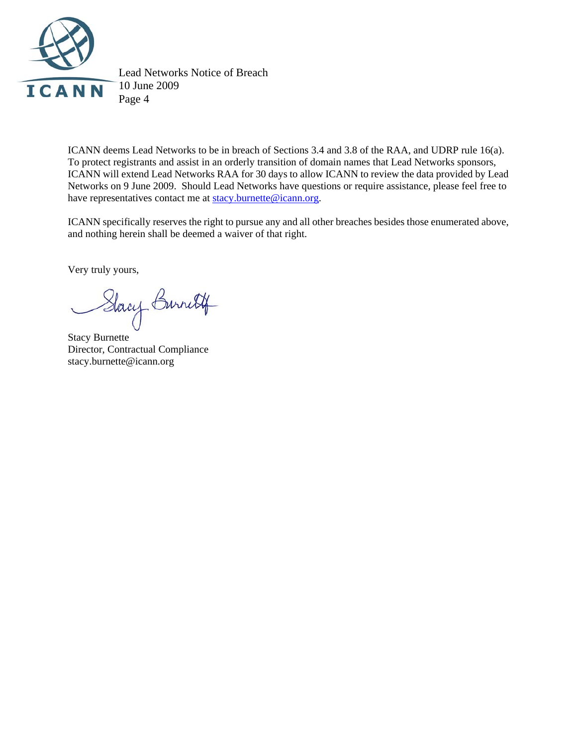ICANN deems Lead Networks to be in breach of Sections 3.4 and 3.8 of the RAA, and UDRP rule 16(a). To protect registrants and assist in an orderly transition of domain names that Lead Networks sponsors, ICANN will extend Lead Networks RAA for 30 days to allow ICANN to review the data provided by Lead Networks on 9 June 2009. Should Lead Networks have questions or require assistance, please feel free to have representatives contact me at stacy.burnette@icann.org.

ICANN specifically reserves the right to pursue any and all other breaches besides those enumerated above, and nothing herein shall be deemed a waiver of that right.

Very truly yours,

Stacy Burnette
Director, Contractual Compliance
stacy.burnette@icann.org